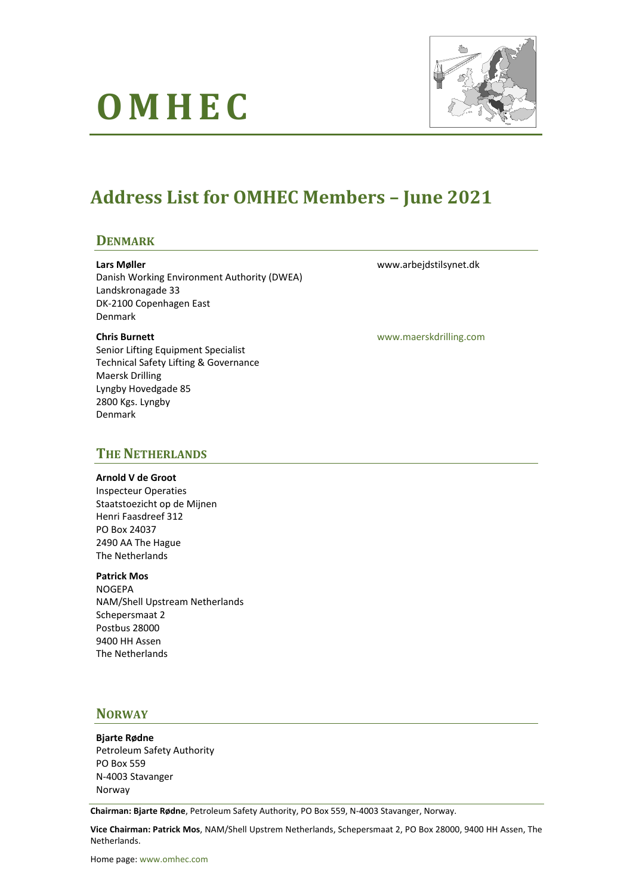# OMHEC

## Address List for OMHEC Members – June 2021

### DENMARK

**Lars Møller**
Danish Working Environment Authority (DWEA)
Landskronagade 33
DK-2100 Copenhagen East
Denmark

www.arbejdstilsynet.dk

**Chris Burnett**
Senior Lifting Equipment Specialist
Technical Safety Lifting & Governance
Maersk Drilling
Lyngby Hovedgade 85
2800 Kgs. Lyngby
Denmark

www.maerskdrilling.com

### THE NETHERLANDS

**Arnold V de Groot**
Inspecteur Operaties
Staatstoezicht op de Mijnen
Henri Faasdreef 312
PO Box 24037
2490 AA The Hague
The Netherlands

**Patrick Mos**
NOGEPA
NAM/Shell Upstream Netherlands
Schepersmaat 2
Postbus 28000
9400 HH Assen
The Netherlands

### NORWAY

**Bjarte Rødne**
Petroleum Safety Authority
PO Box 559
N-4003 Stavanger
Norway

---

**Chairman: Bjarte Rødne**, Petroleum Safety Authority, PO Box 559, N-4003 Stavanger, Norway.

**Vice Chairman: Patrick Mos**, NAM/Shell Upstrem Netherlands, Schepersmaat 2, PO Box 28000, 9400 HH Assen, The Netherlands.

Home page: www.omhec.com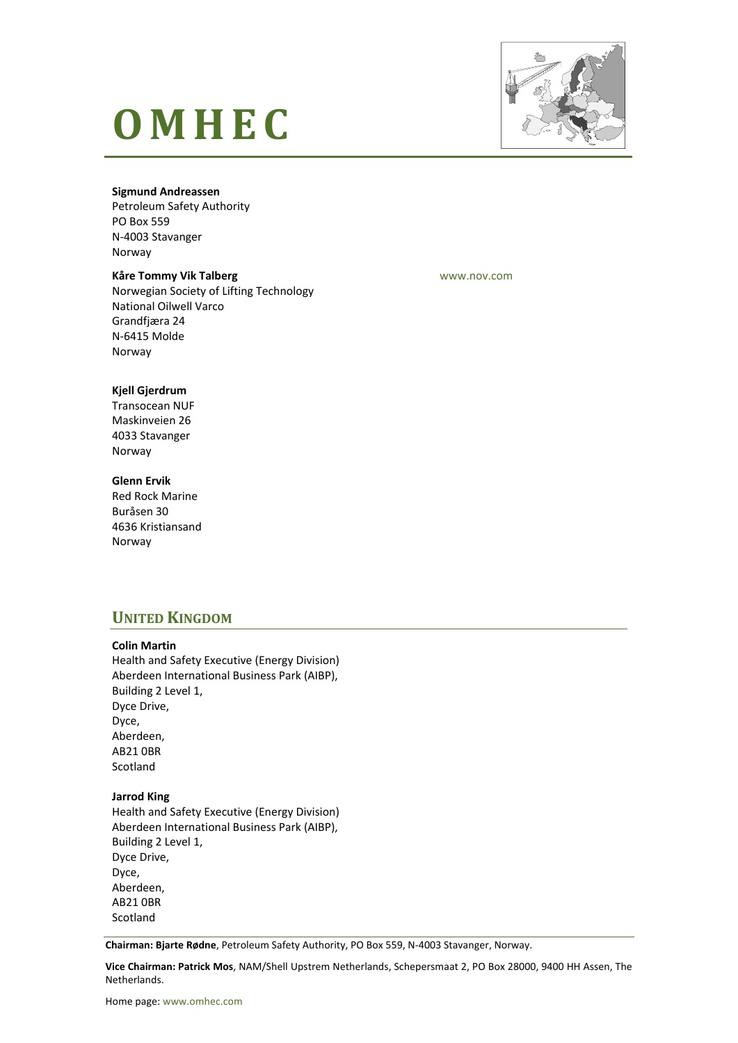**Sigmund Andreassen**
Petroleum Safety Authority
PO Box 559
N-4003 Stavanger
Norway

**Kåre Tommy Vik Talberg**
Norwegian Society of Lifting Technology
National Oilwell Varco
Grandfjæra 24
N-6415 Molde
Norway

www.nov.com

**Kjell Gjerdrum**
Transocean NUF
Maskinveien 26
4033 Stavanger
Norway

**Glenn Ervik**
Red Rock Marine
Buråsen 30
4636 Kristiansand
Norway

## UNITED KINGDOM

**Colin Martin**
Health and Safety Executive (Energy Division)
Aberdeen International Business Park (AIBP),
Building 2 Level 1,
Dyce Drive,
Dyce,
Aberdeen,
AB21 0BR
Scotland

**Jarrod King**
Health and Safety Executive (Energy Division)
Aberdeen International Business Park (AIBP),
Building 2 Level 1,
Dyce Drive,
Dyce,
Aberdeen,
AB21 0BR
Scotland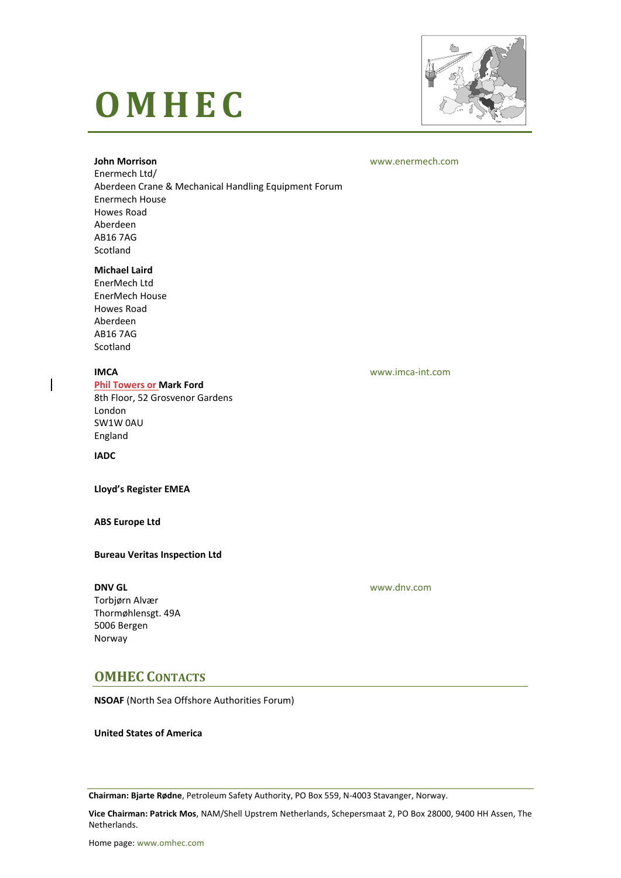# OMHEC

**John Morrison**
Enermech Ltd/
Aberdeen Crane & Mechanical Handling Equipment Forum
Enermech House
Howes Road
Aberdeen
AB16 7AG
Scotland

www.enermech.com

**Michael Laird**
EnerMech Ltd
EnerMech House
Howes Road
Aberdeen
AB16 7AG
Scotland

**IMCA**
Phil Towers or **Mark Ford**
8th Floor, 52 Grosvenor Gardens
London
SW1W 0AU
England

www.imca-int.com

**IADC**

**Lloyd's Register EMEA**

**ABS Europe Ltd**

**Bureau Veritas Inspection Ltd**

**DNV GL**
Torbjørn Alvær
Thormøhlensgt. 49A
5006 Bergen
Norway

www.dnv.com

## OMHEC Contacts

**NSOAF** (North Sea Offshore Authorities Forum)

**United States of America**

**Chairman: Bjarte Rødne**, Petroleum Safety Authority, PO Box 559, N-4003 Stavanger, Norway.

**Vice Chairman: Patrick Mos**, NAM/Shell Upstrem Netherlands, Schepersmaat 2, PO Box 28000, 9400 HH Assen, The Netherlands.

Home page: www.omhec.com